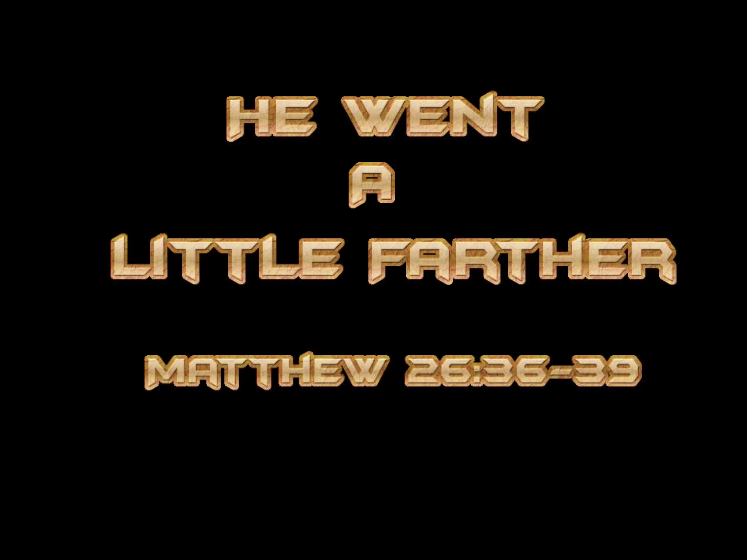# HE WENT A LITTLE FARTHER

## MATTHEW 26:36-39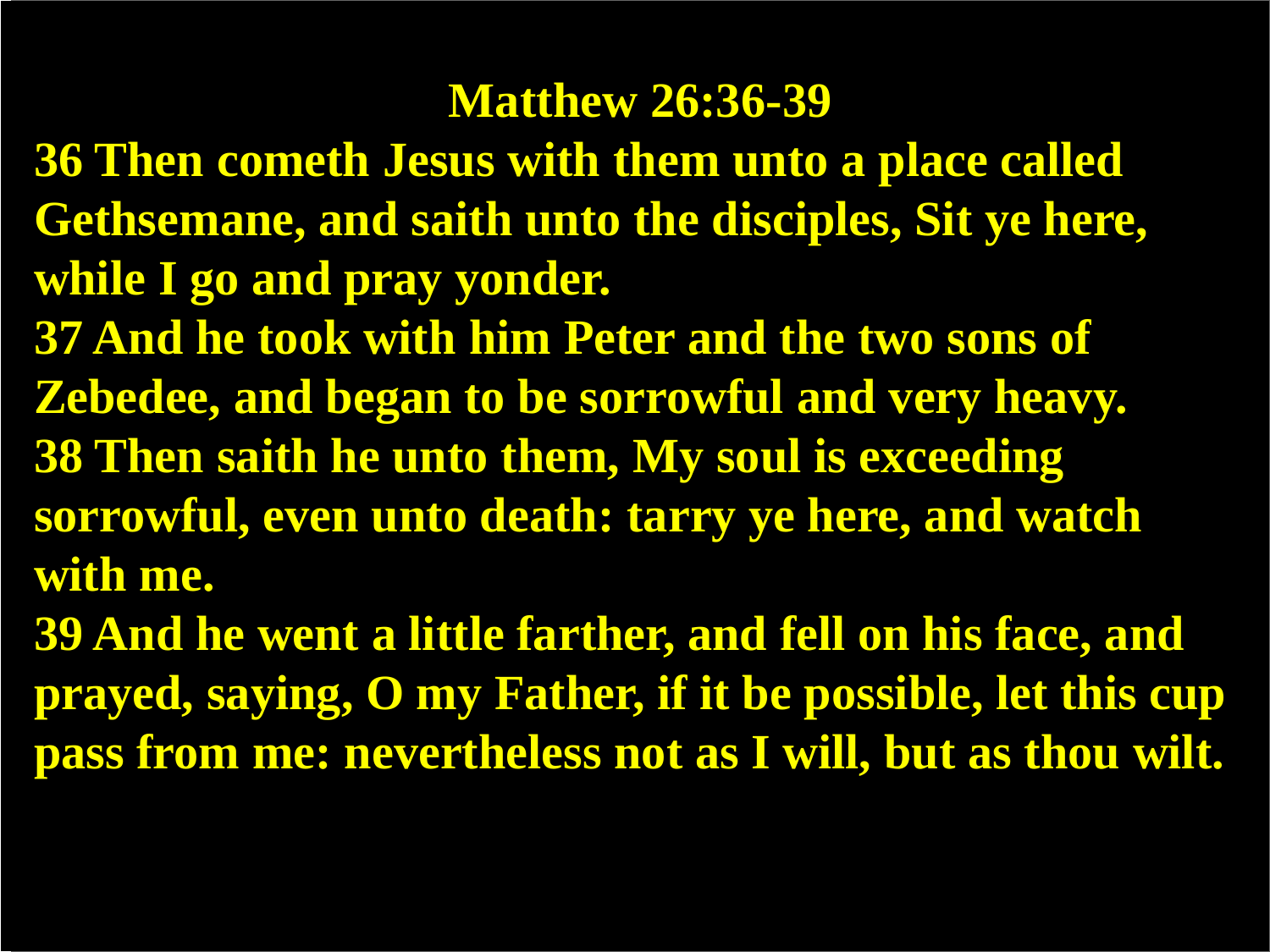# Matthew 26:36-39

**36 Then cometh Jesus with them unto a place called Gethsemane, and saith unto the disciples, Sit ye here, while I go and pray yonder.**

**37 And he took with him Peter and the two sons of Zebedee, and began to be sorrowful and very heavy.**

**38 Then saith he unto them, My soul is exceeding sorrowful, even unto death: tarry ye here, and watch with me.**

**39 And he went a little farther, and fell on his face, and prayed, saying, O my Father, if it be possible, let this cup pass from me: nevertheless not as I will, but as thou wilt.**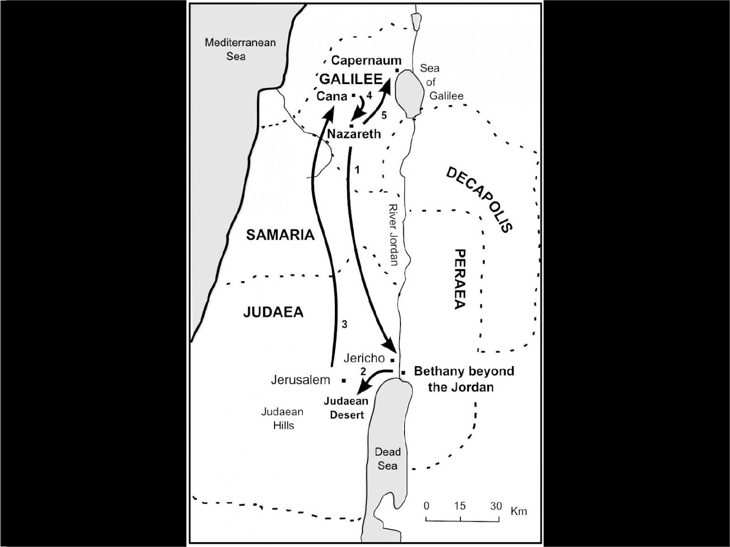Mediterranean Sea

Capernaum

GALILEE

Sea of Galilee

Cana

4

5

Nazareth

1

DECAPOLIS

River Jordan

SAMARIA

PERAEA

JUDAEA

3

Jericho

2

Jerusalem

Bethany beyond the Jordan

Judaean Desert

Judaean Hills

Dead Sea

0 15 30 Km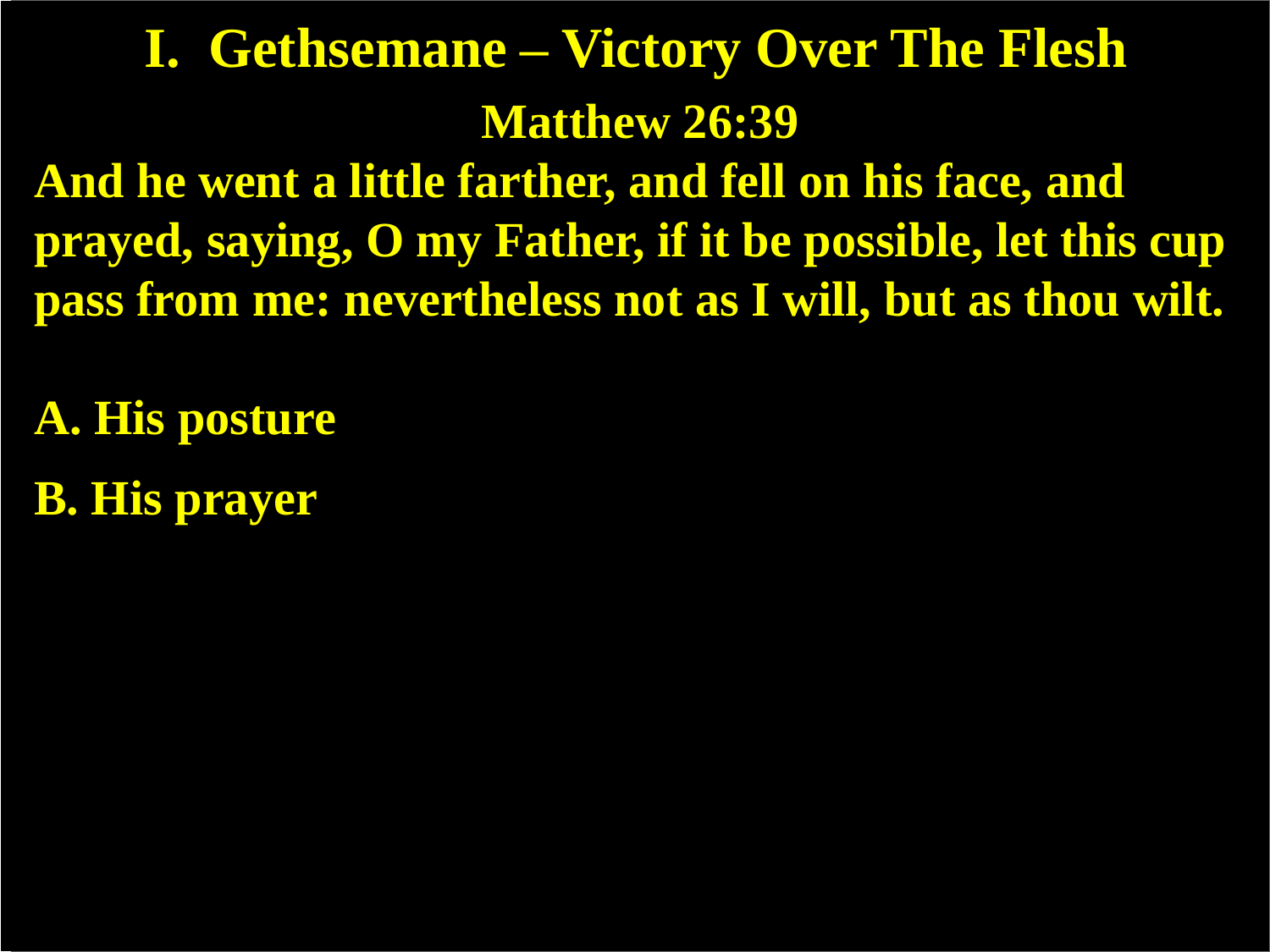# I. Gethsemane – Victory Over The Flesh

## Matthew 26:39

**And he went a little farther, and fell on his face, and prayed, saying, O my Father, if it be possible, let this cup pass from me: nevertheless not as I will, but as thou wilt.**

**A. His posture**

**B. His prayer**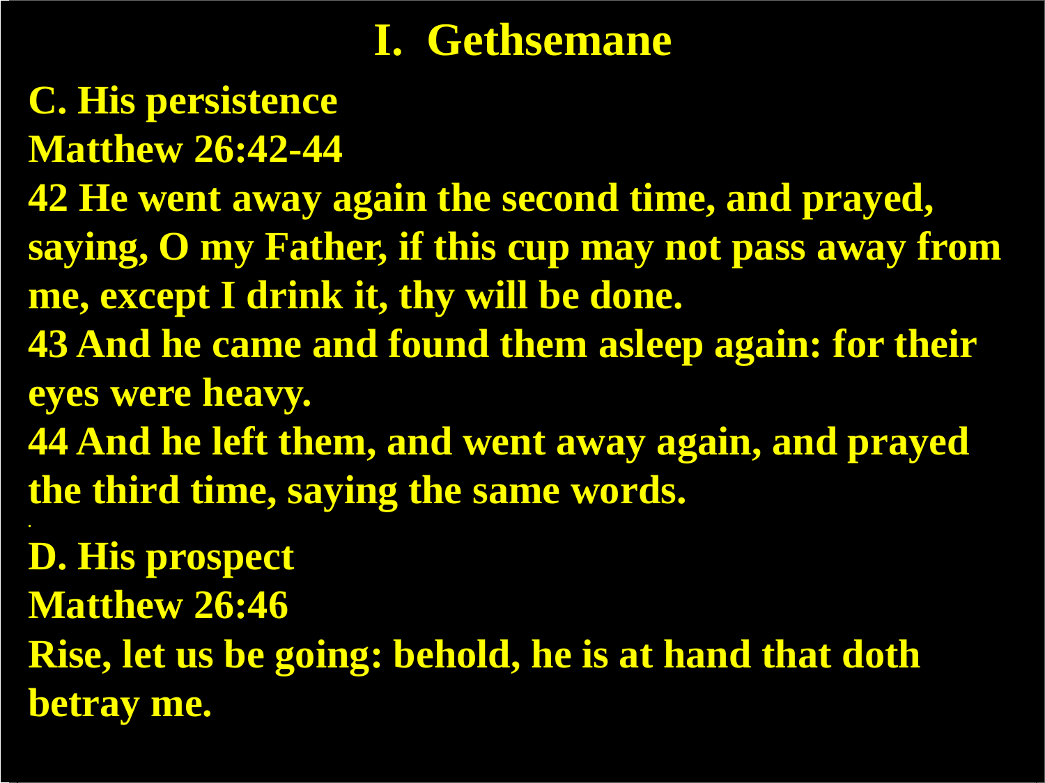# I. Gethsemane

**C. His persistence**

**Matthew 26:42-44**

**42 He went away again the second time, and prayed, saying, O my Father, if this cup may not pass away from me, except I drink it, thy will be done.**

**43 And he came and found them asleep again: for their eyes were heavy.**

**44 And he left them, and went away again, and prayed the third time, saying the same words.**

**D. His prospect**

**Matthew 26:46**

**Rise, let us be going: behold, he is at hand that doth betray me.**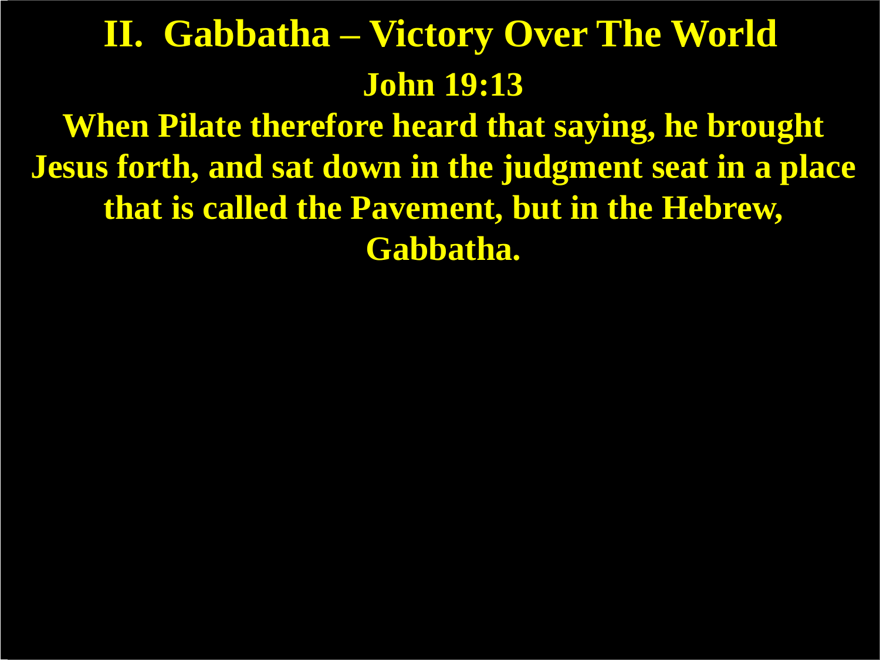# II. Gabbatha – Victory Over The World

## John 19:13

**When Pilate therefore heard that saying, he brought Jesus forth, and sat down in the judgment seat in a place that is called the Pavement, but in the Hebrew, Gabbatha.**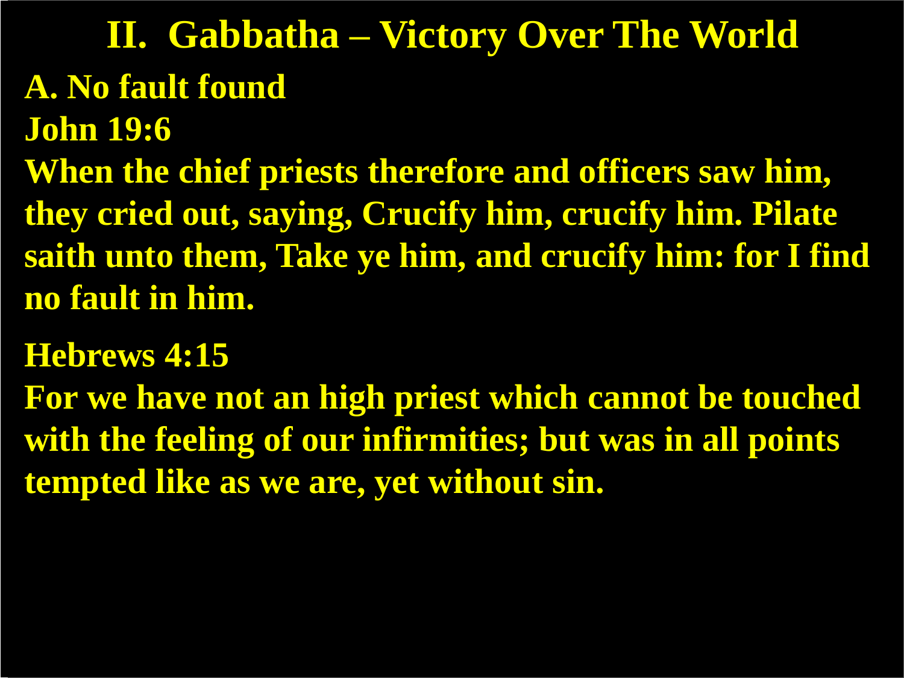# II. Gabbatha – Victory Over The World

**A. No fault found**

**John 19:6**

**When the chief priests therefore and officers saw him, they cried out, saying, Crucify him, crucify him. Pilate saith unto them, Take ye him, and crucify him: for I find no fault in him.**

**Hebrews 4:15**

**For we have not an high priest which cannot be touched with the feeling of our infirmities; but was in all points tempted like as we are, yet without sin.**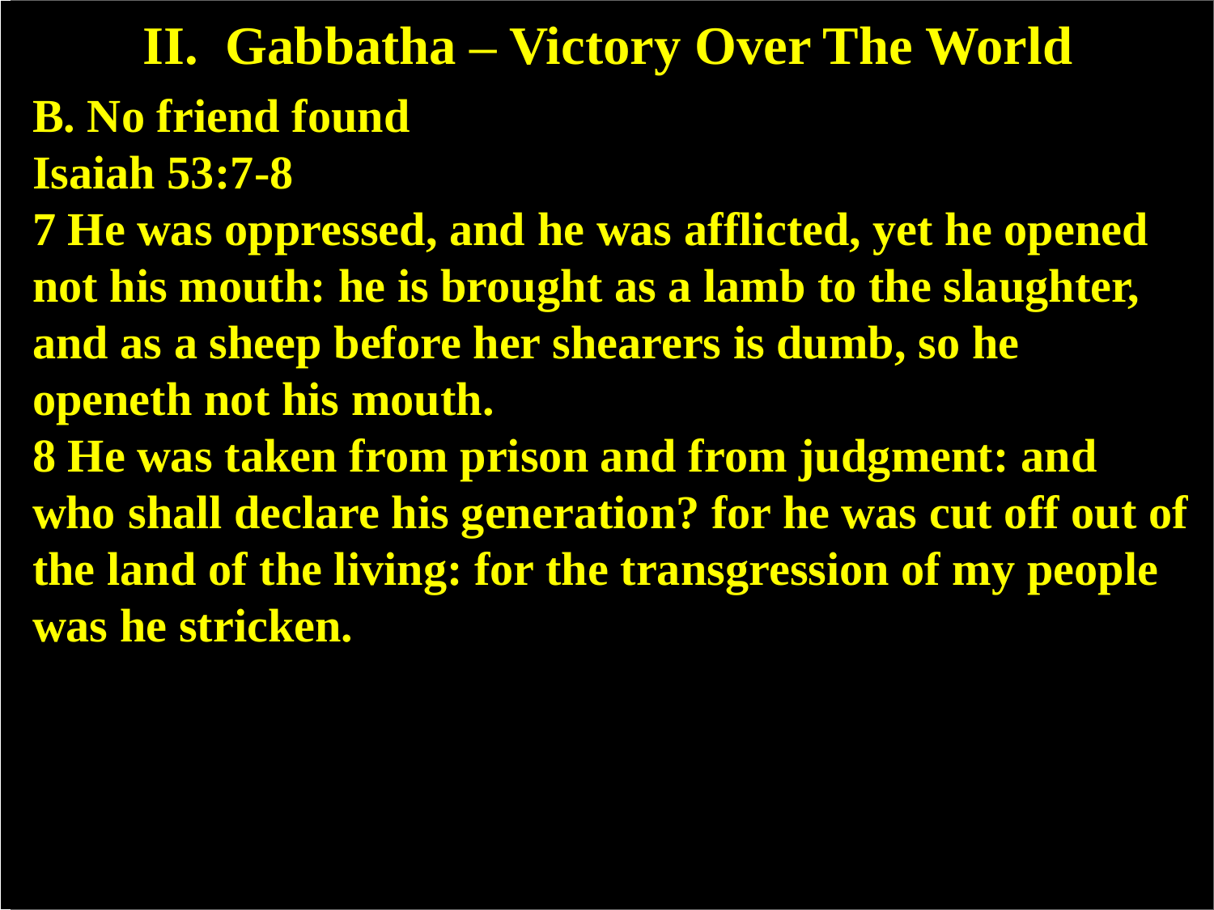# II. Gabbatha – Victory Over The World

**B. No friend found**

**Isaiah 53:7-8**

**7 He was oppressed, and he was afflicted, yet he opened not his mouth: he is brought as a lamb to the slaughter, and as a sheep before her shearers is dumb, so he openeth not his mouth.**

**8 He was taken from prison and from judgment: and who shall declare his generation? for he was cut off out of the land of the living: for the transgression of my people was he stricken.**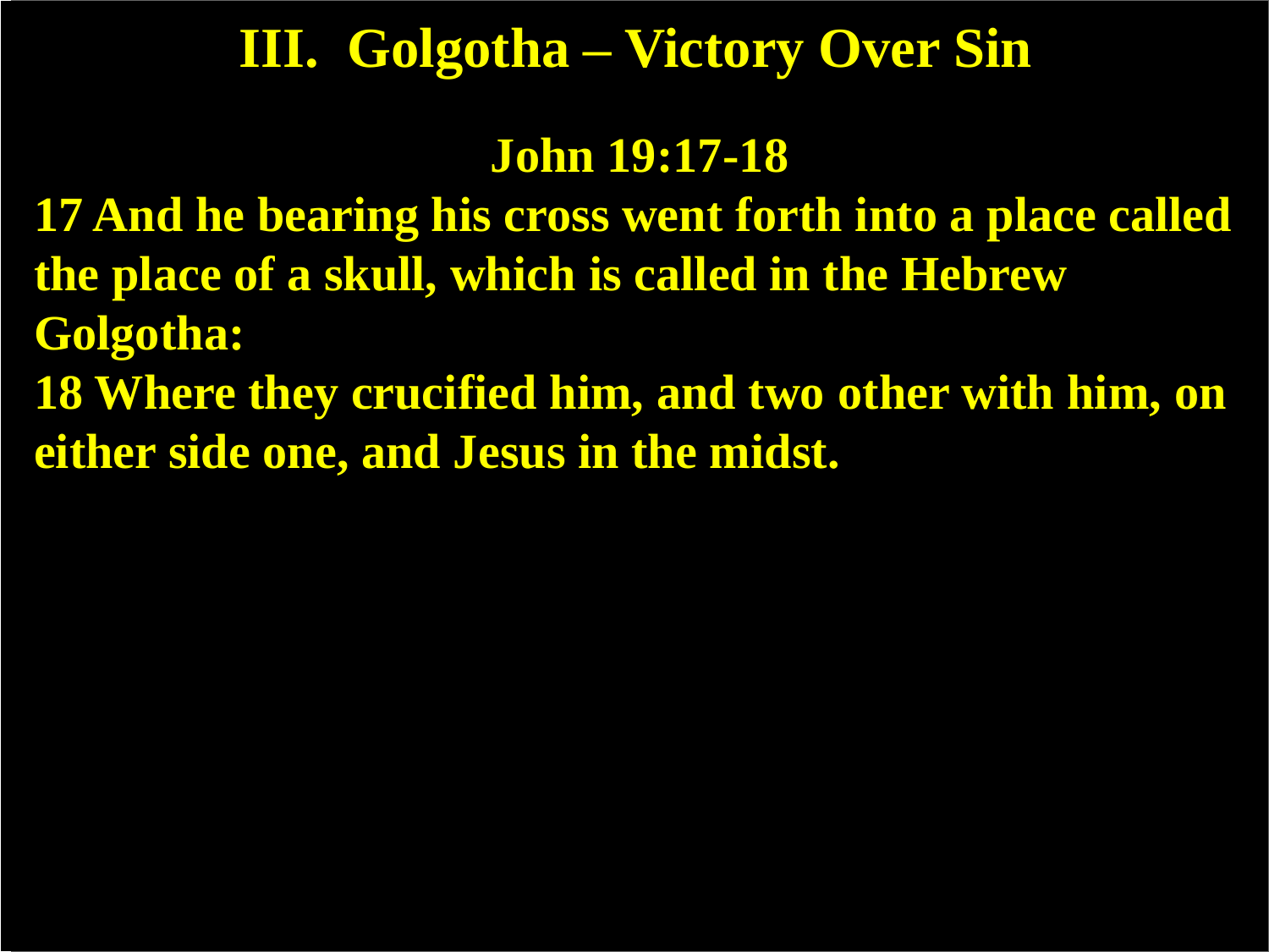# III. Golgotha – Victory Over Sin

**John 19:17-18**

**17 And he bearing his cross went forth into a place called the place of a skull, which is called in the Hebrew Golgotha:**

**18 Where they crucified him, and two other with him, on either side one, and Jesus in the midst.**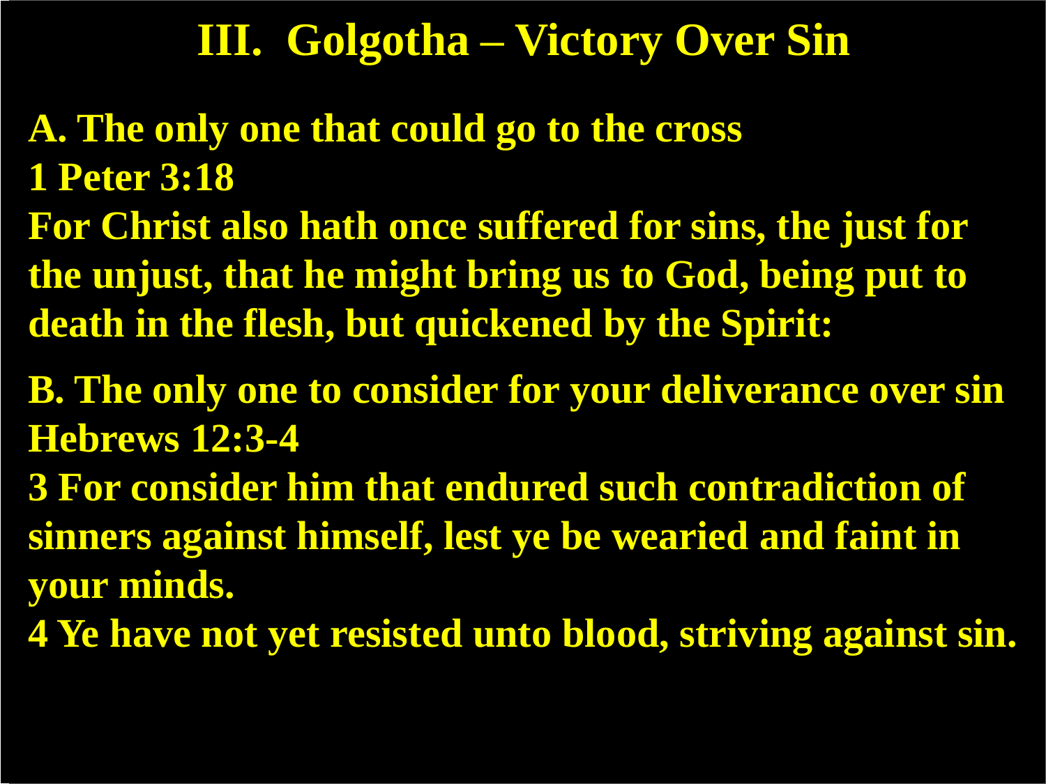# III. Golgotha – Victory Over Sin

**A. The only one that could go to the cross**

**1 Peter 3:18**

**For Christ also hath once suffered for sins, the just for the unjust, that he might bring us to God, being put to death in the flesh, but quickened by the Spirit:**

**B. The only one to consider for your deliverance over sin**

**Hebrews 12:3-4**

**3 For consider him that endured such contradiction of sinners against himself, lest ye be wearied and faint in your minds.**

**4 Ye have not yet resisted unto blood, striving against sin.**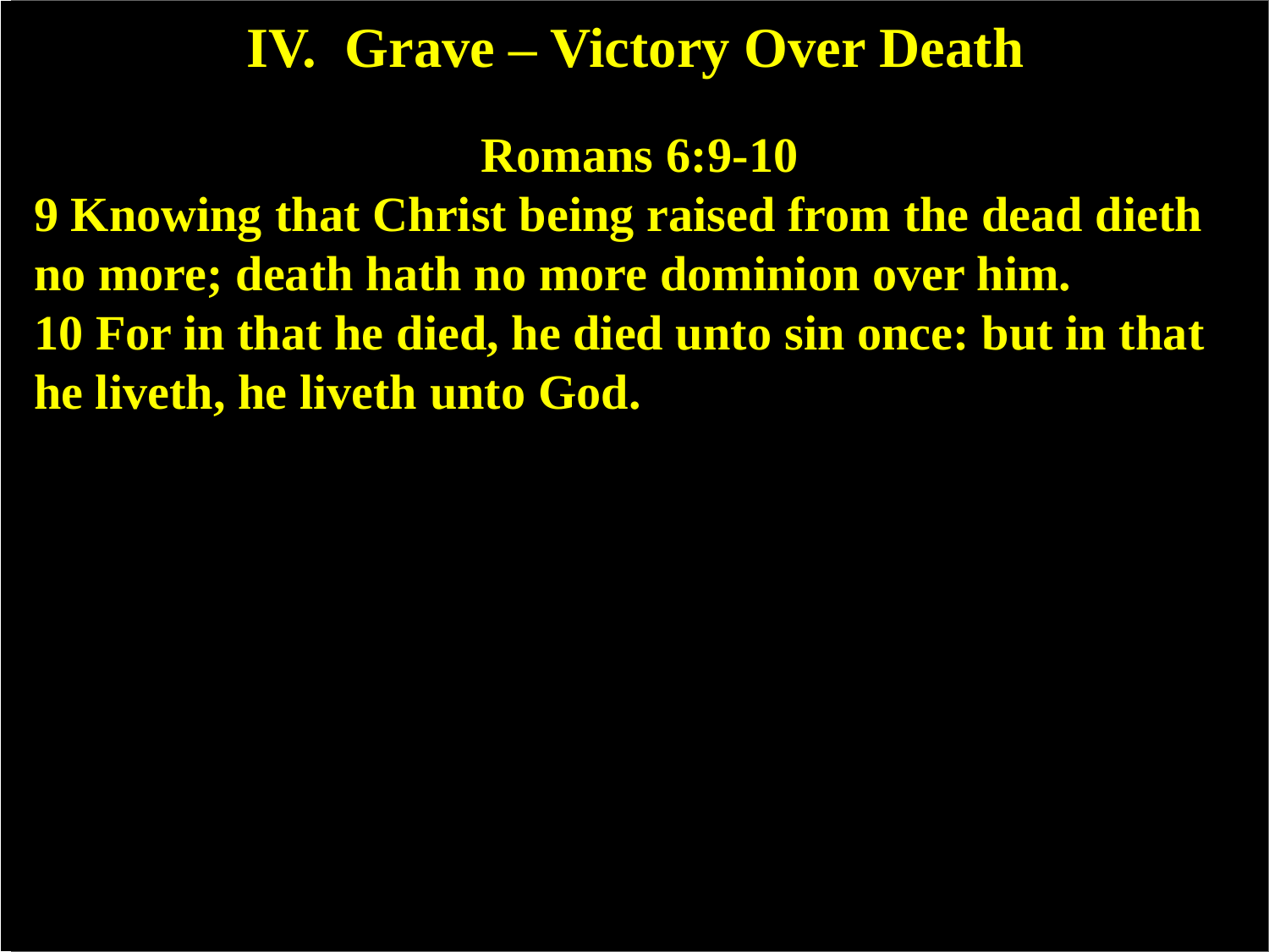# IV. Grave – Victory Over Death

**Romans 6:9-10**

**9 Knowing that Christ being raised from the dead dieth no more; death hath no more dominion over him.**
**10 For in that he died, he died unto sin once: but in that he liveth, he liveth unto God.**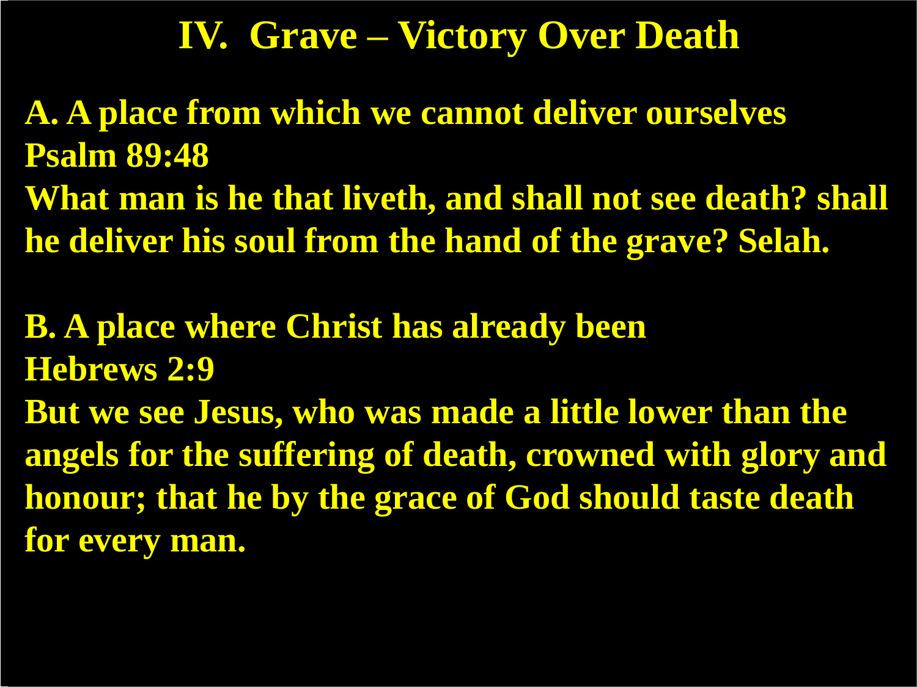# IV. Grave – Victory Over Death

**A. A place from which we cannot deliver ourselves**
**Psalm 89:48**
**What man is he that liveth, and shall not see death? shall he deliver his soul from the hand of the grave? Selah.**

**B. A place where Christ has already been**
**Hebrews 2:9**
**But we see Jesus, who was made a little lower than the angels for the suffering of death, crowned with glory and honour; that he by the grace of God should taste death for every man.**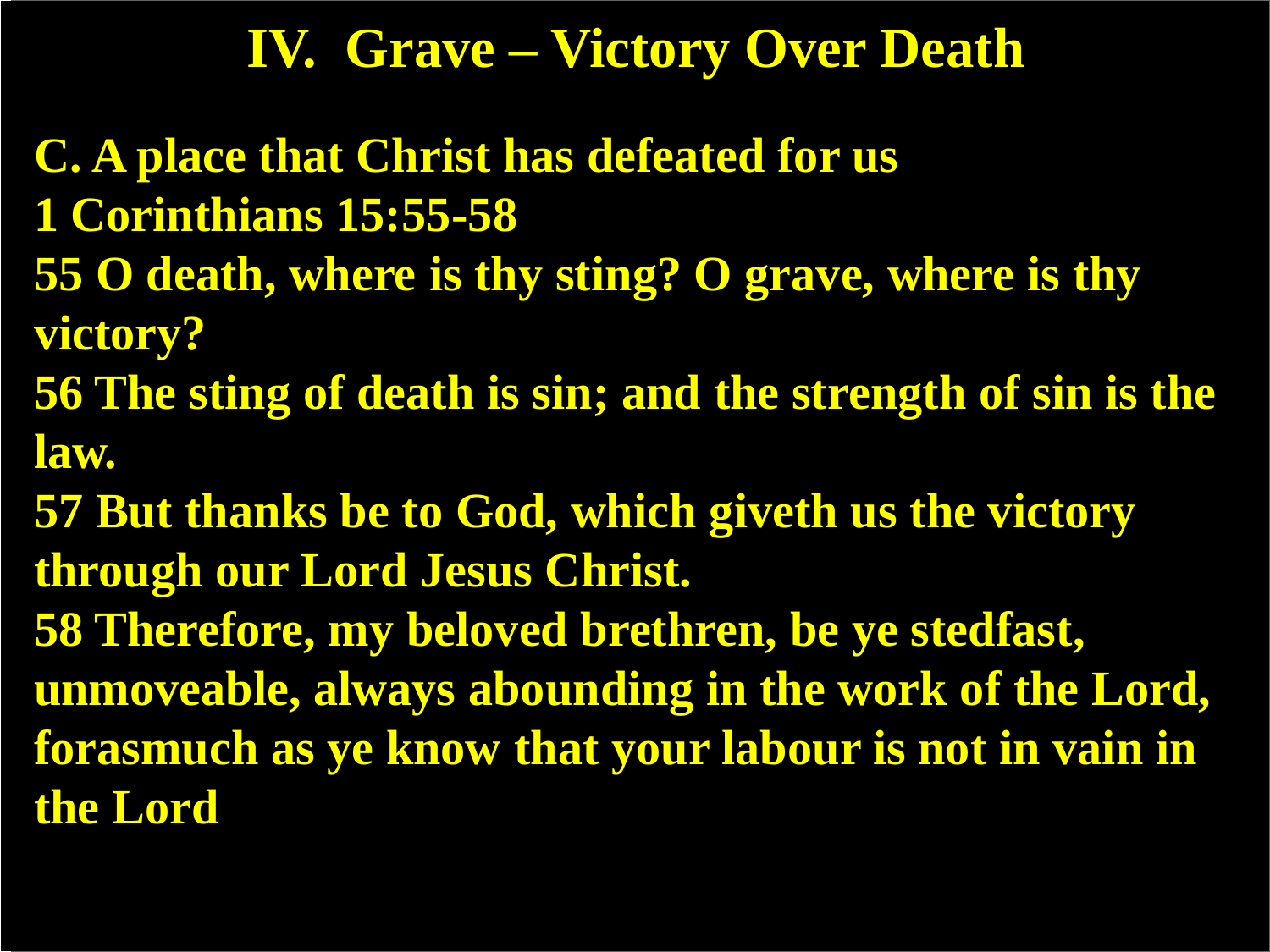# IV. Grave – Victory Over Death

**C. A place that Christ has defeated for us**

**1 Corinthians 15:55-58**

**55 O death, where is thy sting? O grave, where is thy victory?**

**56 The sting of death is sin; and the strength of sin is the law.**

**57 But thanks be to God, which giveth us the victory through our Lord Jesus Christ.**

**58 Therefore, my beloved brethren, be ye stedfast, unmoveable, always abounding in the work of the Lord, forasmuch as ye know that your labour is not in vain in the Lord**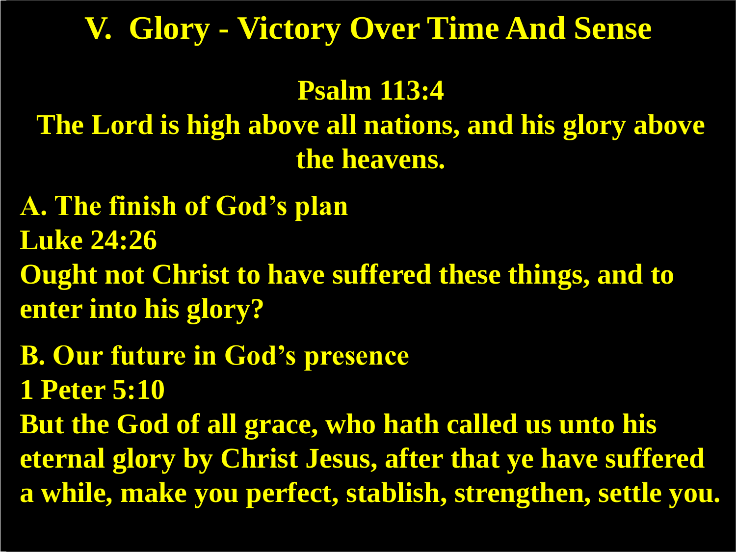# V. Glory - Victory Over Time And Sense

**Psalm 113:4**

**The Lord is high above all nations, and his glory above the heavens.**

**A. The finish of God's plan**

**Luke 24:26**

**Ought not Christ to have suffered these things, and to enter into his glory?**

**B. Our future in God's presence**

**1 Peter 5:10**

**But the God of all grace, who hath called us unto his eternal glory by Christ Jesus, after that ye have suffered a while, make you perfect, stablish, strengthen, settle you.**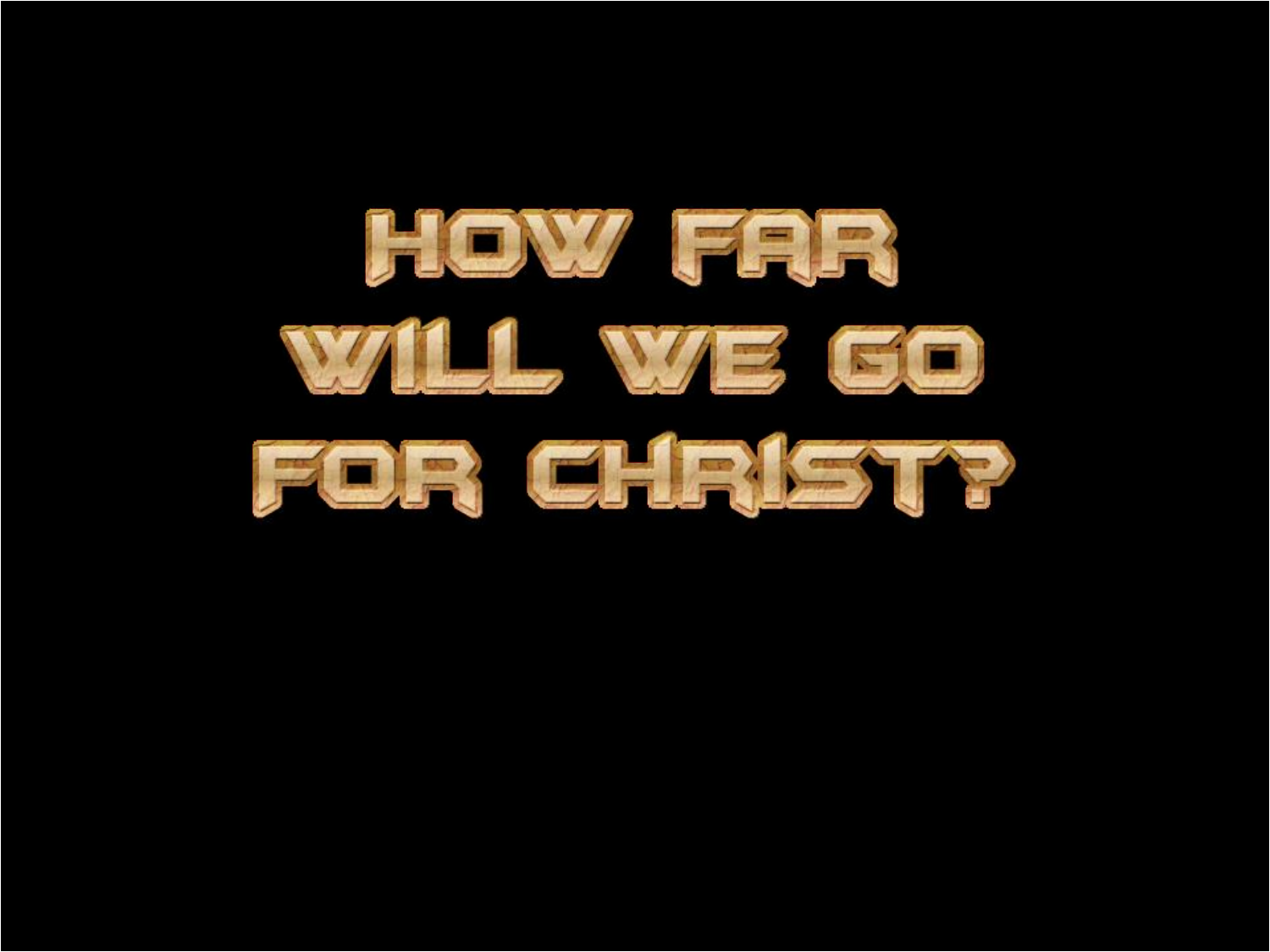# HOW FAR WILL WE GO FOR CHRIST?